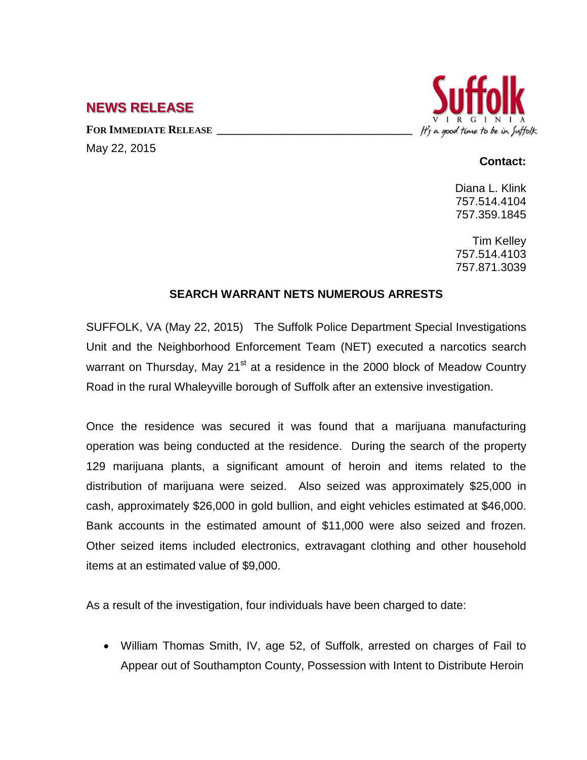## NEWS RELEASE

**FOR IMMEDIATE RELEASE**

May 22, 2015

Suffolk VIRGINIA *It's a good time to be in Suffolk*

**Contact:**

Diana L. Klink
757.514.4104
757.359.1845

Tim Kelley
757.514.4103
757.871.3039

### SEARCH WARRANT NETS NUMEROUS ARRESTS

SUFFOLK, VA (May 22, 2015) The Suffolk Police Department Special Investigations Unit and the Neighborhood Enforcement Team (NET) executed a narcotics search warrant on Thursday, May 21st at a residence in the 2000 block of Meadow Country Road in the rural Whaleyville borough of Suffolk after an extensive investigation.

Once the residence was secured it was found that a marijuana manufacturing operation was being conducted at the residence. During the search of the property 129 marijuana plants, a significant amount of heroin and items related to the distribution of marijuana were seized. Also seized was approximately $25,000 in cash, approximately $26,000 in gold bullion, and eight vehicles estimated at $46,000. Bank accounts in the estimated amount of $11,000 were also seized and frozen. Other seized items included electronics, extravagant clothing and other household items at an estimated value of $9,000.

As a result of the investigation, four individuals have been charged to date:

- William Thomas Smith, IV, age 52, of Suffolk, arrested on charges of Fail to Appear out of Southampton County, Possession with Intent to Distribute Heroin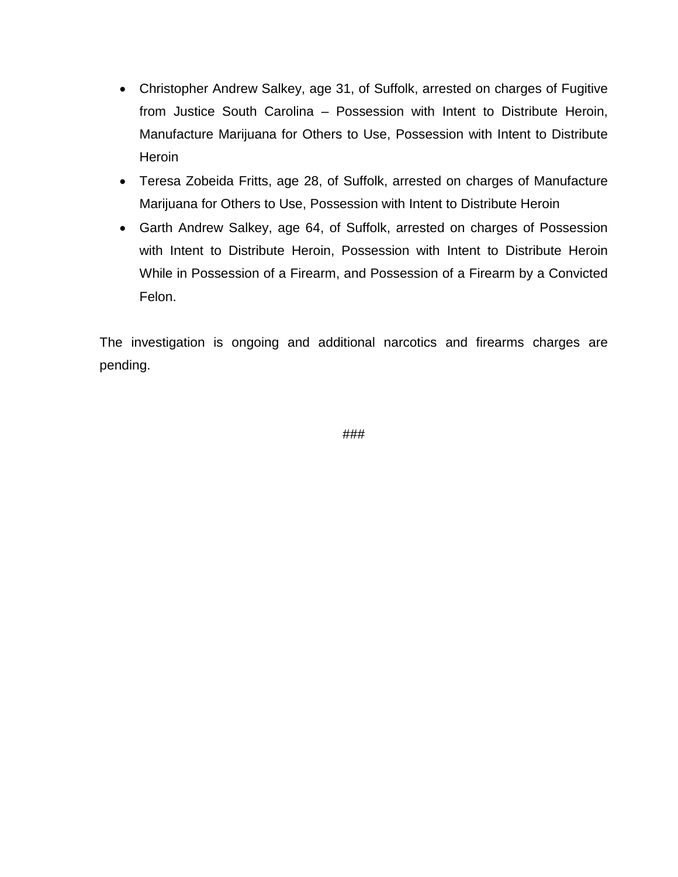- Christopher Andrew Salkey, age 31, of Suffolk, arrested on charges of Fugitive from Justice South Carolina – Possession with Intent to Distribute Heroin, Manufacture Marijuana for Others to Use, Possession with Intent to Distribute Heroin
- Teresa Zobeida Fritts, age 28, of Suffolk, arrested on charges of Manufacture Marijuana for Others to Use, Possession with Intent to Distribute Heroin
- Garth Andrew Salkey, age 64, of Suffolk, arrested on charges of Possession with Intent to Distribute Heroin, Possession with Intent to Distribute Heroin While in Possession of a Firearm, and Possession of a Firearm by a Convicted Felon.

The investigation is ongoing and additional narcotics and firearms charges are pending.

###